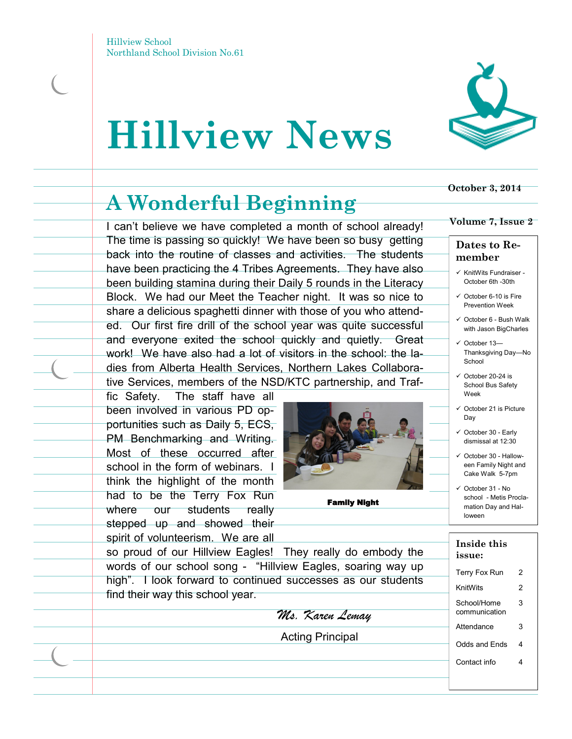Hillview School
Northland School Division No.61

# Hillview News

**October 3, 2014**

**Volume 7, Issue 2**

## A Wonderful Beginning

I can't believe we have completed a month of school already! The time is passing so quickly! We have been so busy getting back into the routine of classes and activities. The students have been practicing the 4 Tribes Agreements. They have also been building stamina during their Daily 5 rounds in the Literacy Block. We had our Meet the Teacher night. It was so nice to share a delicious spaghetti dinner with those of you who attended. Our first fire drill of the school year was quite successful and everyone exited the school quickly and quietly. Great work! We have also had a lot of visitors in the school: the ladies from Alberta Health Services, Northern Lakes Collaborative Services, members of the NSD/KTC partnership, and Traffic Safety. The staff have all been involved in various PD opportunities such as Daily 5, ECS, PM Benchmarking and Writing. Most of these occurred after school in the form of webinars. I think the highlight of the month had to be the Terry Fox Run where our students really stepped up and showed their spirit of volunteerism. We are all so proud of our Hillview Eagles! They really do embody the words of our school song - "Hillview Eagles, soaring way up high". I look forward to continued successes as our students find their way this school year.

**Family Night**

*Ms. Karen Lemay*

Acting Principal

### Dates to Remember

- ✓ KnitWits Fundraiser - October 6th -30th
- ✓ October 6-10 is Fire Prevention Week
- ✓ October 6 - Bush Walk with Jason BigCharles
- ✓ October 13—Thanksgiving Day—No School
- ✓ October 20-24 is School Bus Safety Week
- ✓ October 21 is Picture Day
- ✓ October 30 - Early dismissal at 12:30
- ✓ October 30 - Halloween Family Night and Cake Walk 5-7pm
- ✓ October 31 - No school - Metis Proclamation Day and Halloween

### Inside this issue:

| | |
|---|---|
| Terry Fox Run | 2 |
| KnitWits | 2 |
| School/Home communication | 3 |
| Attendance | 3 |
| Odds and Ends | 4 |
| Contact info | 4 |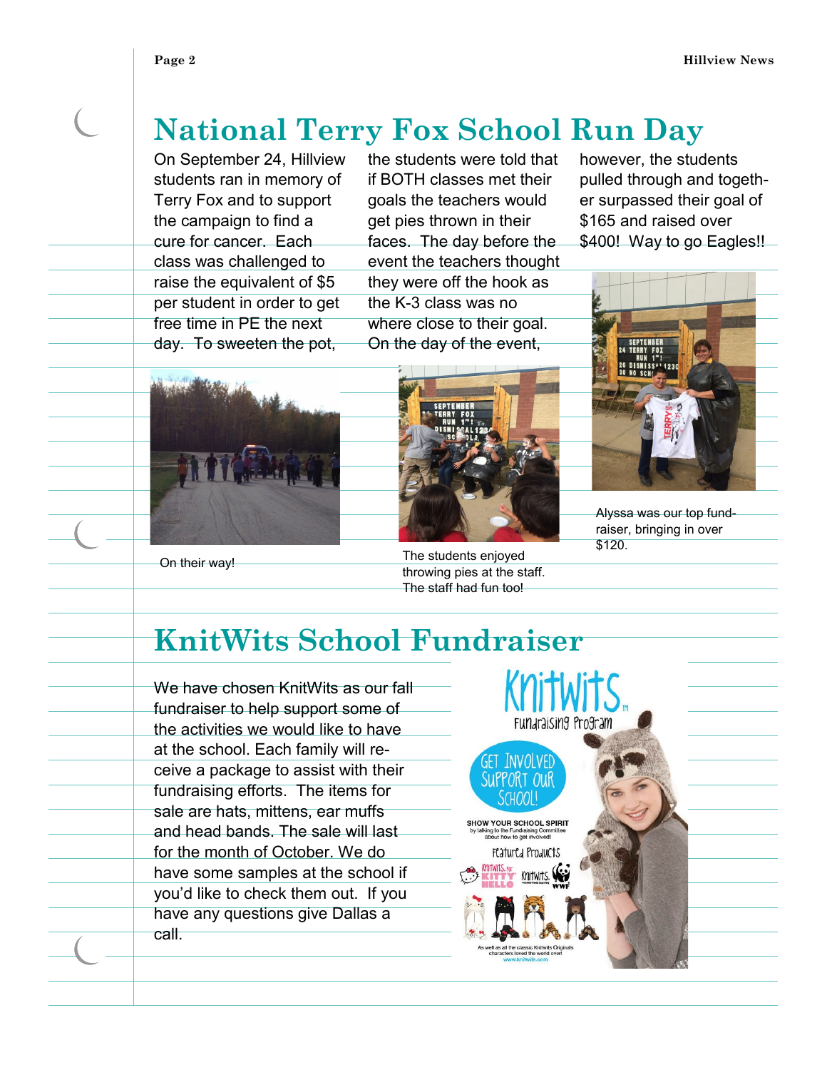# National Terry Fox School Run Day

On September 24, Hillview students ran in memory of Terry Fox and to support the campaign to find a cure for cancer. Each class was challenged to raise the equivalent of $5 per student in order to get free time in PE the next day. To sweeten the pot, the students were told that if BOTH classes met their goals the teachers would get pies thrown in their faces. The day before the event the teachers thought they were off the hook as the K-3 class was no where close to their goal. On the day of the event, however, the students pulled through and together surpassed their goal of $165 and raised over $400! Way to go Eagles!!

On their way!

The students enjoyed throwing pies at the staff. The staff had fun too!

Alyssa was our top fundraiser, bringing in over $120.

# KnitWits School Fundraiser

We have chosen KnitWits as our fall fundraiser to help support some of the activities we would like to have at the school. Each family will receive a package to assist with their fundraising efforts. The items for sale are hats, mittens, ear muffs and head bands. The sale will last for the month of October. We do have some samples at the school if you'd like to check them out. If you have any questions give Dallas a call.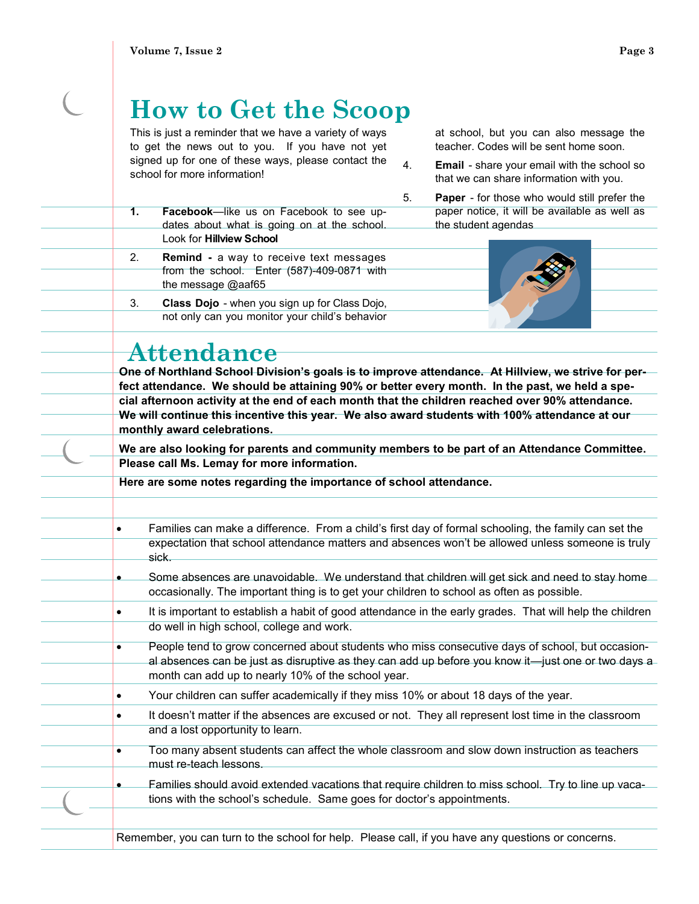# How to Get the Scoop

This is just a reminder that we have a variety of ways to get the news out to you. If you have not yet signed up for one of these ways, please contact the school for more information!

1. **Facebook**—like us on Facebook to see updates about what is going on at the school. Look for **Hillview School**
2. **Remind** - a way to receive text messages from the school. Enter (587)-409-0871 with the message @aaf65
3. **Class Dojo** - when you sign up for Class Dojo, not only can you monitor your child's behavior at school, but you can also message the teacher. Codes will be sent home soon.
4. **Email** - share your email with the school so that we can share information with you.
5. **Paper** - for those who would still prefer the paper notice, it will be available as well as the student agendas

# Attendance

**One of Northland School Division's goals is to improve attendance. At Hillview, we strive for perfect attendance. We should be attaining 90% or better every month. In the past, we held a special afternoon activity at the end of each month that the children reached over 90% attendance. We will continue this incentive this year. We also award students with 100% attendance at our monthly award celebrations.**

**We are also looking for parents and community members to be part of an Attendance Committee. Please call Ms. Lemay for more information.**

**Here are some notes regarding the importance of school attendance.**

- Families can make a difference. From a child's first day of formal schooling, the family can set the expectation that school attendance matters and absences won't be allowed unless someone is truly sick.
- Some absences are unavoidable. We understand that children will get sick and need to stay home occasionally. The important thing is to get your children to school as often as possible.
- It is important to establish a habit of good attendance in the early grades. That will help the children do well in high school, college and work.
- People tend to grow concerned about students who miss consecutive days of school, but occasional absences can be just as disruptive as they can add up before you know it—just one or two days a month can add up to nearly 10% of the school year.
- Your children can suffer academically if they miss 10% or about 18 days of the year.
- It doesn't matter if the absences are excused or not. They all represent lost time in the classroom and a lost opportunity to learn.
- Too many absent students can affect the whole classroom and slow down instruction as teachers must re-teach lessons.
- Families should avoid extended vacations that require children to miss school. Try to line up vacations with the school's schedule. Same goes for doctor's appointments.

Remember, you can turn to the school for help. Please call, if you have any questions or concerns.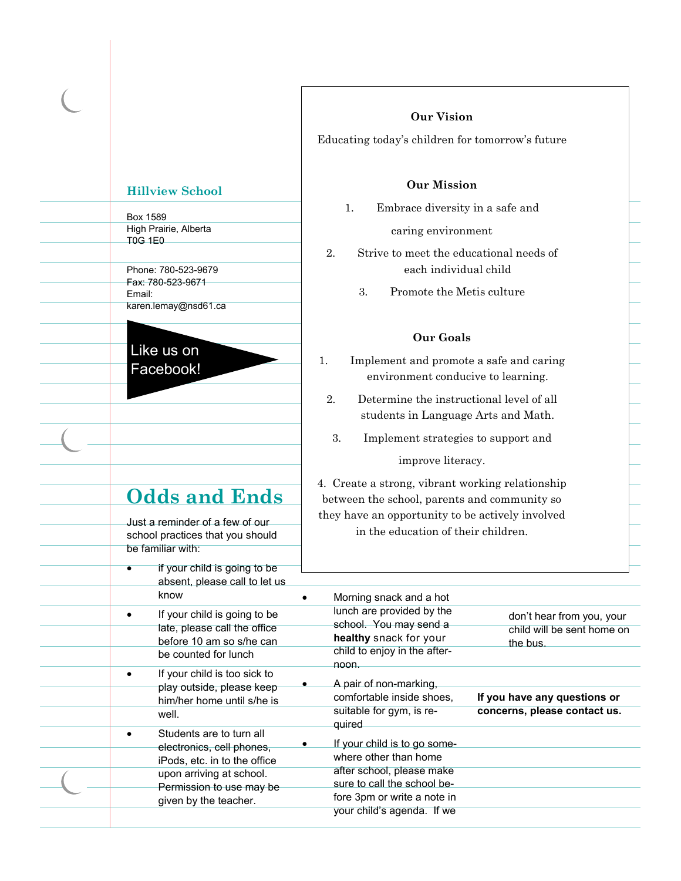## Hillview School

Box 1589
High Prairie, Alberta
T0G 1E0

Phone: 780-523-9679
Fax: 780-523-9671
Email:
karen.lemay@nsd61.ca

Like us on Facebook!

### Our Vision

Educating today's children for tomorrow's future

### Our Mission

1. Embrace diversity in a safe and caring environment
2. Strive to meet the educational needs of each individual child
3. Promote the Metis culture

### Our Goals

1. Implement and promote a safe and caring environment conducive to learning.
2. Determine the instructional level of all students in Language Arts and Math.
3. Implement strategies to support and improve literacy.
4. Create a strong, vibrant working relationship between the school, parents and community so they have an opportunity to be actively involved in the education of their children.

# Odds and Ends

Just a reminder of a few of our school practices that you should be familiar with:

- if your child is going to be absent, please call to let us know
- If your child is going to be late, please call the office before 10 am so s/he can be counted for lunch
- If your child is too sick to play outside, please keep him/her home until s/he is well.
- Students are to turn all electronics, cell phones, iPods, etc. in to the office upon arriving at school. Permission to use may be given by the teacher.
- Morning snack and a hot lunch are provided by the school. You may send a **healthy** snack for your child to enjoy in the afternoon.
- A pair of non-marking, comfortable inside shoes, suitable for gym, is required
- If your child is to go somewhere other than home after school, please make sure to call the school before 3pm or write a note in your child's agenda. If we don't hear from you, your child will be sent home on the bus.

**If you have any questions or concerns, please contact us.**